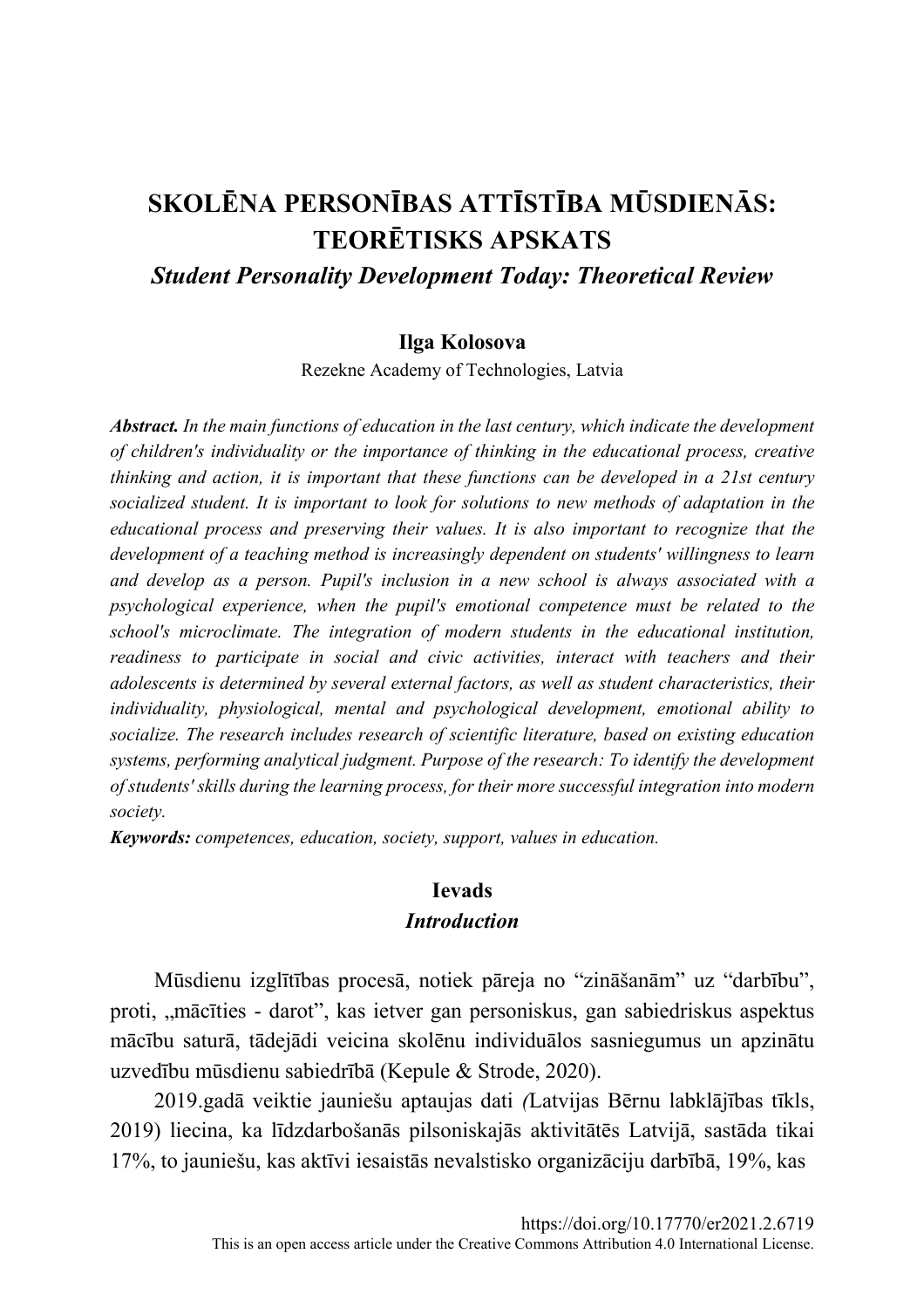# SKOLĒNA PERSONĪBAS ATTĪSTĪBA MŪSDIENĀS: TEORĒTISKS APSKATS

## *Student Personality Development Today: Theoretical Review*

**Ilga Kolosova**

Rezekne Academy of Technologies, Latvia

***Abstract.*** *In the main functions of education in the last century, which indicate the development of children's individuality or the importance of thinking in the educational process, creative thinking and action, it is important that these functions can be developed in a 21st century socialized student. It is important to look for solutions to new methods of adaptation in the educational process and preserving their values. It is also important to recognize that the development of a teaching method is increasingly dependent on students' willingness to learn and develop as a person. Pupil's inclusion in a new school is always associated with a psychological experience, when the pupil's emotional competence must be related to the school's microclimate. The integration of modern students in the educational institution, readiness to participate in social and civic activities, interact with teachers and their adolescents is determined by several external factors, as well as student characteristics, their individuality, physiological, mental and psychological development, emotional ability to socialize. The research includes research of scientific literature, based on existing education systems, performing analytical judgment. Purpose of the research: To identify the development of students' skills during the learning process, for their more successful integration into modern society.*

***Keywords:*** *competences, education, society, support, values in education.*

## Ievads

### *Introduction*

Mūsdienu izglītības procesā, notiek pāreja no "zināšanām" uz "darbību", proti, „mācīties - darot", kas ietver gan personiskus, gan sabiedriskus aspektus mācību saturā, tādejādi veicina skolēnu individuālos sasniegumus un apzinātu uzvedību mūsdienu sabiedrībā (Kepule & Strode, 2020).

2019.gadā veiktie jauniešu aptaujas dati *(*Latvijas Bērnu labklājības tīkls, 2019) liecina, ka līdzdarbošanās pilsoniskajās aktivitātēs Latvijā, sastāda tikai 17%, to jauniešu, kas aktīvi iesaistās nevalstisko organizāciju darbībā, 19%, kas

https://doi.org/10.17770/er2021.2.6719

This is an open access article under the Creative Commons Attribution 4.0 International License.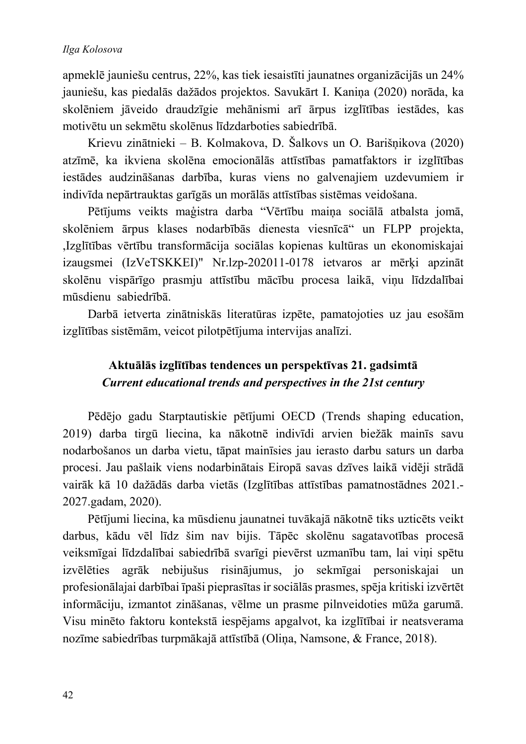apmeklē jauniešu centrus, 22%, kas tiek iesaistīti jaunatnes organizācijās un 24% jauniešu, kas piedalās dažādos projektos. Savukārt I. Kaniņa (2020) norāda, ka skolēniem jāveido draudzīgie mehānismi arī ārpus izglītības iestādes, kas motivētu un sekmētu skolēnus līdzdarboties sabiedrībā.

Krievu zinātnieki – B. Kolmakova, D. Šalkovs un O. Barišņikova (2020) atzīmē, ka ikviena skolēna emocionālās attīstības pamatfaktors ir izglītības iestādes audzināšanas darbība, kuras viens no galvenajiem uzdevumiem ir indivīda nepārtrauktas garīgās un morālās attīstības sistēmas veidošana.

Pētījums veikts maģistra darba “Vērtību maiņa sociālā atbalsta jomā, skolēniem ārpus klases nodarbībās dienesta viesnīcā“ un FLPP projekta, ‚Izglītības vērtību transformācija sociālas kopienas kultūras un ekonomiskajai izaugsmei (IzVeTSKKEI)" Nr.lzp-202011-0178 ietvaros ar mērķi apzināt skolēnu vispārīgo prasmju attīstību mācību procesa laikā, viņu līdzdalībai mūsdienu sabiedrībā.

Darbā ietverta zinātniskās literatūras izpēte, pamatojoties uz jau esošām izglītības sistēmām, veicot pilotpētījuma intervijas analīzi.

## Aktuālās izglītības tendences un perspektīvas 21. gadsimtā
## *Current educational trends and perspectives in the 21st century*

Pēdējo gadu Starptautiskie pētījumi OECD (Trends shaping education, 2019) darba tirgū liecina, ka nākotnē indivīdi arvien biežāk mainīs savu nodarbošanos un darba vietu, tāpat mainīsies jau ierasto darbu saturs un darba procesi. Jau pašlaik viens nodarbinātais Eiropā savas dzīves laikā vidēji strādā vairāk kā 10 dažādās darba vietās (Izglītības attīstības pamatnostādnes 2021.-2027.gadam, 2020).

Pētījumi liecina, ka mūsdienu jaunatnei tuvākajā nākotnē tiks uzticēts veikt darbus, kādu vēl līdz šim nav bijis. Tāpēc skolēnu sagatavotības procesā veiksmīgai līdzdalībai sabiedrībā svarīgi pievērst uzmanību tam, lai viņi spētu izvēlēties agrāk nebijušus risinājumus, jo sekmīgai personiskajai un profesionālajai darbībai īpaši pieprasītas ir sociālās prasmes, spēja kritiski izvērtēt informāciju, izmantot zināšanas, vēlme un prasme pilnveidoties mūža garumā. Visu minēto faktoru kontekstā iespējams apgalvot, ka izglītībai ir neatsverama nozīme sabiedrības turpmākajā attīstībā (Oliņa, Namsone, & France, 2018).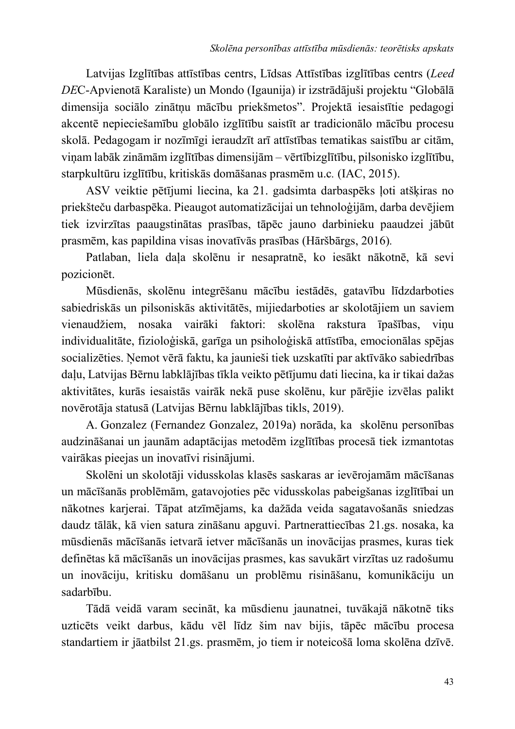Latvijas Izglītības attīstības centrs, Līdsas Attīstības izglītības centrs (*Leed DEC*-Apvienotā Karaliste) un Mondo (Igaunija) ir izstrādājuši projektu "Globālā dimensija sociālo zinātņu mācību priekšmetos". Projektā iesaistītie pedagogi akcentē nepieciešamību globālo izglītību saistīt ar tradicionālo mācību procesu skolā. Pedagogam ir nozīmīgi ieraudzīt arī attīstības tematikas saistību ar citām, viņam labāk zināmām izglītības dimensijām – vērtībizglītību, pilsonisko izglītību, starpkultūru izglītību, kritiskās domāšanas prasmēm u.c. (IAC, 2015).

ASV veiktie pētījumi liecina, ka 21. gadsimta darbaspēks ļoti atšķiras no priekšteču darbaspēka. Pieaugot automatizācijai un tehnoloģijām, darba devējiem tiek izvirzītas paaugstinātas prasības, tāpēc jauno darbinieku paaudzei jābūt prasmēm, kas papildina visas inovatīvās prasības (Hāršbārgs, 2016).

Patlaban, liela daļa skolēnu ir nesapratnē, ko iesākt nākotnē, kā sevi pozicionēt.

Mūsdienās, skolēnu integrēšanu mācību iestādēs, gatavību līdzdarboties sabiedriskās un pilsoniskās aktivitātēs, mijiedarboties ar skolotājiem un saviem vienaudžiem, nosaka vairāki faktori: skolēna rakstura īpašības, viņu individualitāte, fizioloģiskā, garīga un psiholoģiskā attīstība, emocionālas spējas socializēties. Ņemot vērā faktu, ka jaunieši tiek uzskatīti par aktīvāko sabiedrības daļu, Latvijas Bērnu labklājības tīkla veikto pētījumu dati liecina, ka ir tikai dažas aktivitātes, kurās iesaistās vairāk nekā puse skolēnu, kur pārējie izvēlas palikt novērotāja statusā (Latvijas Bērnu labklājības tikls, 2019).

A. Gonzalez (Fernandez Gonzalez, 2019a) norāda, ka skolēnu personības audzināšanai un jaunām adaptācijas metodēm izglītības procesā tiek izmantotas vairākas pieejas un inovatīvi risinājumi.

Skolēni un skolotāji vidusskolas klasēs saskaras ar ievērojamām mācīšanas un mācīšanās problēmām, gatavojoties pēc vidusskolas pabeigšanas izglītībai un nākotnes karjerai. Tāpat atzīmējams, ka dažāda veida sagatavošanās sniedzas daudz tālāk, kā vien satura zināšanu apguvi. Partnerattiecības 21.gs. nosaka, ka mūsdienās mācīšanās ietvarā ietver mācīšanās un inovācijas prasmes, kuras tiek definētas kā mācīšanās un inovācijas prasmes, kas savukārt virzītas uz radošumu un inovāciju, kritisku domāšanu un problēmu risināšanu, komunikāciju un sadarbību.

Tādā veidā varam secināt, ka mūsdienu jaunatnei, tuvākajā nākotnē tiks uzticēts veikt darbus, kādu vēl līdz šim nav bijis, tāpēc mācību procesa standartiem ir jāatbilst 21.gs. prasmēm, jo tiem ir noteicošā loma skolēna dzīvē.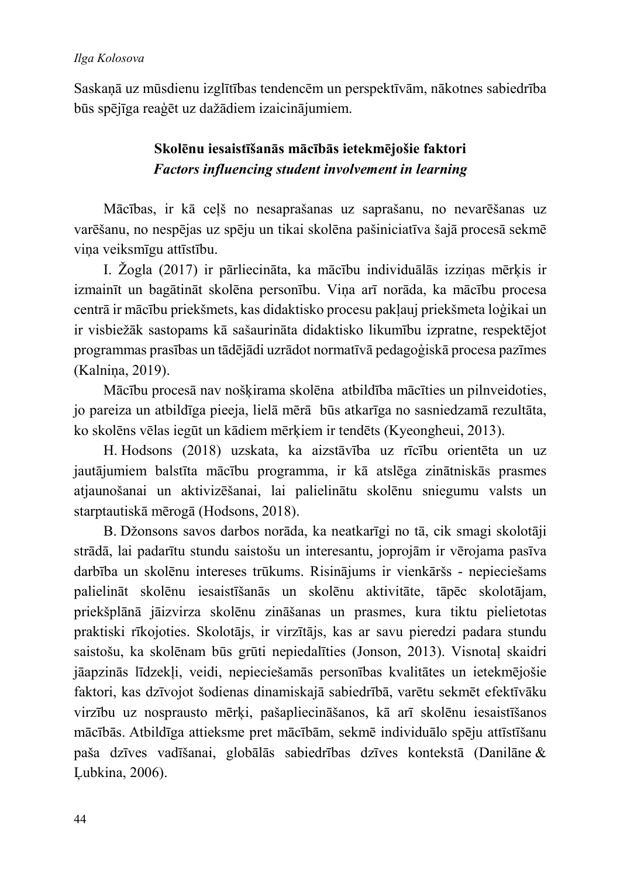Saskaņā uz mūsdienu izglītības tendencēm un perspektīvām, nākotnes sabiedrība būs spējīga reaģēt uz dažādiem izaicinājumiem.

## Skolēnu iesaistīšanās mācībās ietekmējošie faktori
## *Factors influencing student involvement in learning*

Mācības, ir kā ceļš no nesaprašanas uz saprašanu, no nevarēšanas uz varēšanu, no nespējas uz spēju un tikai skolēna pašiniciatīva šajā procesā sekmē viņa veiksmīgu attīstību.

I. Žogla (2017) ir pārliecināta, ka mācību individuālās izziņas mērķis ir izmainīt un bagātināt skolēna personību. Viņa arī norāda, ka mācību procesa centrā ir mācību priekšmets, kas didaktisko procesu pakļauj priekšmeta loģikai un ir visbiežāk sastopams kā sašaurināta didaktisko likumību izpratne, respektējot programmas prasības un tādējādi uzrādot normatīvā pedagoģiskā procesa pazīmes (Kalniņa, 2019).

Mācību procesā nav nošķirama skolēna atbildība mācīties un pilnveidoties, jo pareiza un atbildīga pieeja, lielā mērā būs atkarīga no sasniedzamā rezultāta, ko skolēns vēlas iegūt un kādiem mērķiem ir tendēts (Kyeongheui, 2013).

H. Hodsons (2018) uzskata, ka aizstāvība uz rīcību orientēta un uz jautājumiem balstīta mācību programma, ir kā atslēga zinātniskās prasmes atjaunošanai un aktivizēšanai, lai palielinātu skolēnu sniegumu valsts un starptautiskā mērogā (Hodsons, 2018).

B. Džonsons savos darbos norāda, ka neatkarīgi no tā, cik smagi skolotāji strādā, lai padarītu stundu saistošu un interesantu, joprojām ir vērojama pasīva darbība un skolēnu intereses trūkums. Risinājums ir vienkāršs - nepieciešams palielināt skolēnu iesaistīšanās un skolēnu aktivitāte, tāpēc skolotājam, priekšplānā jāizvirza skolēnu zināšanas un prasmes, kura tiktu pielietotas praktiski rīkojoties. Skolotājs, ir virzītājs, kas ar savu pieredzi padara stundu saistošu, ka skolēnam būs grūti nepiedalīties (Jonson, 2013). Visnotaļ skaidri jāapzinās līdzekļi, veidi, nepieciešamās personības kvalitātes un ietekmējošie faktori, kas dzīvojot šodienas dinamiskajā sabiedrībā, varētu sekmēt efektīvāku virzību uz nosprausto mērķi, pašapliecināšanos, kā arī skolēnu iesaistīšanos mācībās. Atbildīga attieksme pret mācībām, sekmē individuālo spēju attīstīšanu paša dzīves vadīšanai, globālās sabiedrības dzīves kontekstā (Danilāne & Ļubkina, 2006).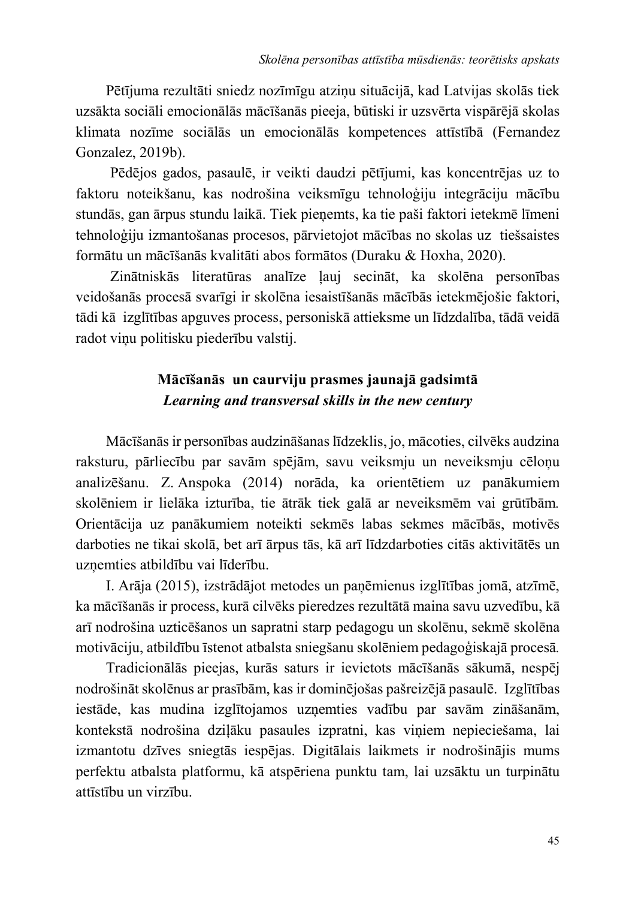Pētījuma rezultāti sniedz nozīmīgu atziņu situācijā, kad Latvijas skolās tiek uzsākta sociāli emocionālās mācīšanās pieeja, būtiski ir uzsvērta vispārējā skolas klimata nozīme sociālās un emocionālās kompetences attīstībā (Fernandez Gonzalez, 2019b).

Pēdējos gados, pasaulē, ir veikti daudzi pētījumi, kas koncentrējas uz to faktoru noteikšanu, kas nodrošina veiksmīgu tehnoloģiju integrāciju mācību stundās, gan ārpus stundu laikā. Tiek pieņemts, ka tie paši faktori ietekmē līmeni tehnoloģiju izmantošanas procesos, pārvietojot mācības no skolas uz tiešsaistes formātu un mācīšanās kvalitāti abos formātos (Duraku & Hoxha, 2020).

Zinātniskās literatūras analīze ļauj secināt, ka skolēna personības veidošanās procesā svarīgi ir skolēna iesaistīšanās mācībās ietekmējošie faktori, tādi kā izglītības apguves process, personiskā attieksme un līdzdalība, tādā veidā radot viņu politisku piederību valstij.

## Mācīšanās un caurviju prasmes jaunajā gadsimtā
### *Learning and transversal skills in the new century*

Mācīšanās ir personības audzināšanas līdzeklis, jo, mācoties, cilvēks audzina raksturu, pārliecību par savām spējām, savu veiksmju un neveiksmju cēloņu analizēšanu. Z. Anspoka (2014) norāda, ka orientētiem uz panākumiem skolēniem ir lielāka izturība, tie ātrāk tiek galā ar neveiksmēm vai grūtībām. Orientācija uz panākumiem noteikti sekmēs labas sekmes mācībās, motivēs darboties ne tikai skolā, bet arī ārpus tās, kā arī līdzdarboties citās aktivitātēs un uzņemties atbildību vai līderību.

I. Arāja (2015), izstrādājot metodes un paņēmienus izglītības jomā, atzīmē, ka mācīšanās ir process, kurā cilvēks pieredzes rezultātā maina savu uzvedību, kā arī nodrošina uzticēšanos un sapratni starp pedagogu un skolēnu, sekmē skolēna motivāciju, atbildību īstenot atbalsta sniegšanu skolēniem pedagoģiskajā procesā.

Tradicionālās pieejas, kurās saturs ir ievietots mācīšanās sākumā, nespēj nodrošināt skolēnus ar prasībām, kas ir dominējošas pašreizējā pasaulē. Izglītības iestāde, kas mudina izglītojamos uzņemties vadību par savām zināšanām, kontekstā nodrošina dziļāku pasaules izpratni, kas viņiem nepieciešama, lai izmantotu dzīves sniegtās iespējas. Digitālais laikmets ir nodrošinājis mums perfektu atbalsta platformu, kā atspēriena punktu tam, lai uzsāktu un turpinātu attīstību un virzību.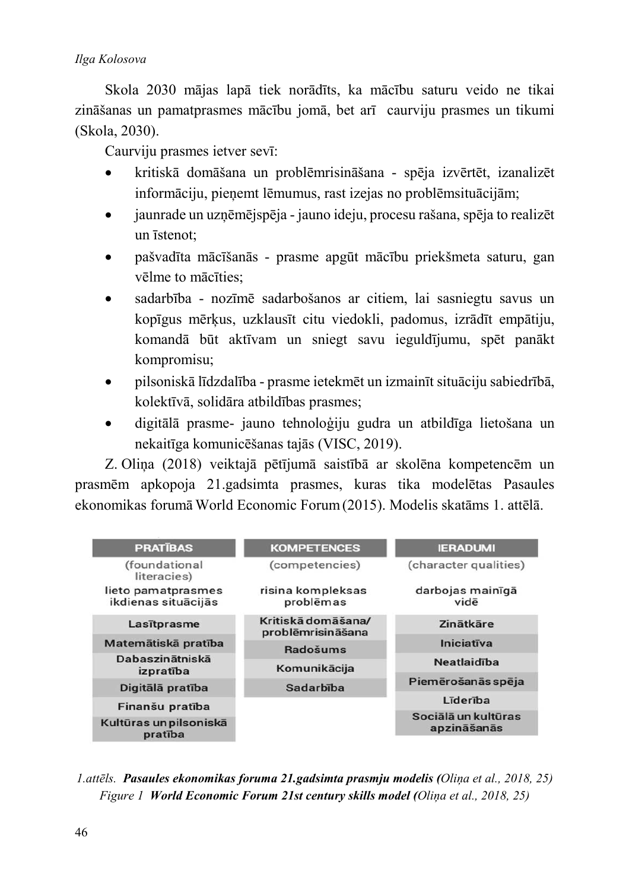Skola 2030 mājas lapā tiek norādīts, ka mācību saturu veido ne tikai zināšanas un pamatprasmes mācību jomā, bet arī caurviju prasmes un tikumi (Skola, 2030).

Caurviju prasmes ietver sevī:

- kritiskā domāšana un problēmrisināšana - spēja izvērtēt, izanalizēt informāciju, pieņemt lēmumus, rast izejas no problēmsituācijām;
- jaunrade un uzņēmējspēja - jauno ideju, procesu rašana, spēja to realizēt un īstenot;
- pašvadīta mācīšanās - prasme apgūt mācību priekšmeta saturu, gan vēlme to mācīties;
- sadarbība - nozīmē sadarbošanos ar citiem, lai sasniegtu savus un kopīgus mērķus, uzklausīt citu viedokli, padomus, izrādīt empātiju, komandā būt aktīvam un sniegt savu ieguldījumu, spēt panākt kompromisu;
- pilsoniskā līdzdalība - prasme ietekmēt un izmainīt situāciju sabiedrībā, kolektīvā, solidāra atbildības prasmes;
- digitālā prasme- jauno tehnoloģiju gudra un atbildīga lietošana un nekaitīga komunicēšanas tajās (VISC, 2019).

Z. Oliņa (2018) veiktajā pētījumā saistībā ar skolēna kompetencēm un prasmēm apkopoja 21.gadsimta prasmes, kuras tika modelētas Pasaules ekonomikas forumā World Economic Forum (2015). Modelis skatāms 1. attēlā.

| PRATĪBAS (foundational literacies) lieto pamatprasmes ikdienas situācijās | KOMPETENCES (competencies) risina kompleksas problēmas | IERADUMI (character qualities) darbojas mainīgā vidē |
|---|---|---|
| Lasītprasme | Kritiskā domāšana/ problēmrisināšana | Zinātkāre |
| Matemātiskā pratība | Radošums | Iniciatīva |
| Dabaszinātniskā izpratība | Komunikācija | Neatlaidība |
| Digitālā pratība | Sadarbība | Piemērošanās spēja |
| Finanšu pratība | | Līderība |
| Kultūras un pilsoniskā pratība | | Sociālā un kultūras apzināšanās |

*1.attēls.* ***Pasaules ekonomikas foruma 21.gadsimta prasmju modelis (****Oliņa et al., 2018, 25)*
*Figure 1* ***World Economic Forum 21st century skills model (****Oliņa et al., 2018, 25)*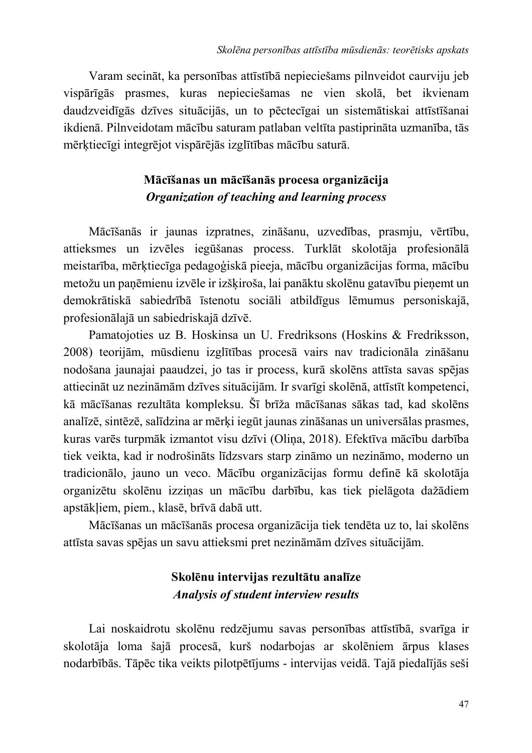Varam secināt, ka personības attīstībā nepieciešams pilnveidot caurviju jeb vispārīgās prasmes, kuras nepieciešamas ne vien skolā, bet ikvienam daudzveidīgās dzīves situācijās, un to pēctecīgai un sistemātiskai attīstīšanai ikdienā. Pilnveidotam mācību saturam patlaban veltīta pastiprināta uzmanība, tās mērķtiecīgi integrējot vispārējās izglītības mācību saturā.

## Mācīšanas un mācīšanās procesa organizācija
## *Organization of teaching and learning process*

Mācīšanās ir jaunas izpratnes, zināšanu, uzvedības, prasmju, vērtību, attieksmes un izvēles iegūšanas process. Turklāt skolotāja profesionālā meistarība, mērķtiecīga pedagoģiskā pieeja, mācību organizācijas forma, mācību metožu un paņēmienu izvēle ir izšķiroša, lai panāktu skolēnu gatavību pieņemt un demokrātiskā sabiedrībā īstenotu sociāli atbildīgus lēmumus personiskajā, profesionālajā un sabiedriskajā dzīvē.

Pamatojoties uz B. Hoskinsa un U. Fredriksons (Hoskins & Fredriksson, 2008) teorijām, mūsdienu izglītības procesā vairs nav tradicionāla zināšanu nodošana jaunajai paaudzei, jo tas ir process, kurā skolēns attīsta savas spējas attiecināt uz nezināmām dzīves situācijām. Ir svarīgi skolēnā, attīstīt kompetenci, kā mācīšanas rezultāta kompleksu. Šī brīža mācīšanas sākas tad, kad skolēns analīzē, sintēzē, salīdzina ar mērķi iegūt jaunas zināšanas un universālas prasmes, kuras varēs turpmāk izmantot visu dzīvi (Oliņa, 2018). Efektīva mācību darbība tiek veikta, kad ir nodrošināts līdzsvars starp zināmo un nezināmo, moderno un tradicionālo, jauno un veco. Mācību organizācijas formu definē kā skolotāja organizētu skolēnu izziņas un mācību darbību, kas tiek pielāgota dažādiem apstākļiem, piem., klasē, brīvā dabā utt.

Mācīšanas un mācīšanās procesa organizācija tiek tendēta uz to, lai skolēns attīsta savas spējas un savu attieksmi pret nezināmām dzīves situācijām.

## Skolēnu intervijas rezultātu analīze
## *Analysis of student interview results*

Lai noskaidrotu skolēnu redzējumu savas personības attīstībā, svarīga ir skolotāja loma šajā procesā, kurš nodarbojas ar skolēniem ārpus klases nodarbībās. Tāpēc tika veikts pilotpētījums - intervijas veidā. Tajā piedalījās seši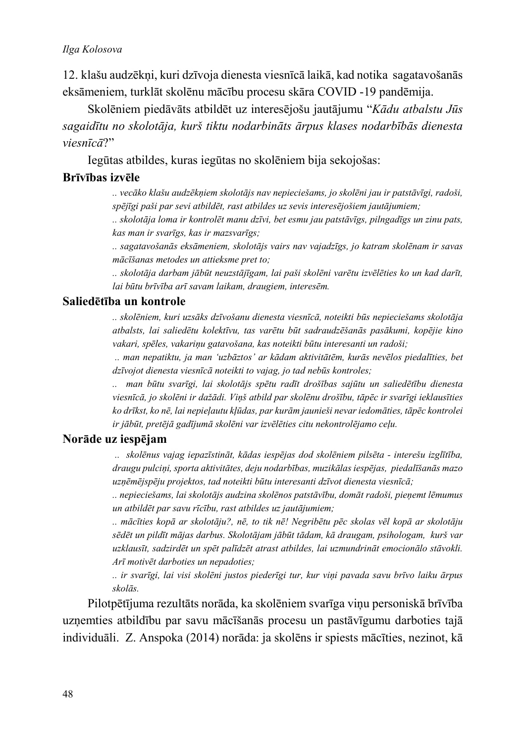12. klašu audzēkņi, kuri dzīvoja dienesta viesnīcā laikā, kad notika sagatavošanās eksāmeniem, turklāt skolēnu mācību procesu skāra COVID -19 pandēmija.

Skolēniem piedāvāts atbildēt uz interesējošu jautājumu "*Kādu atbalstu Jūs sagaidītu no skolotāja, kurš tiktu nodarbināts ārpus klases nodarbībās dienesta viesnīcā*?"

Iegūtas atbildes, kuras iegūtas no skolēniem bija sekojošas:

**Brīvības izvēle**

> *.. vecāko klašu audzēkņiem skolotājs nav nepieciešams, jo skolēni jau ir patstāvīgi, radoši, spējīgi paši par sevi atbildēt, rast atbildes uz sevis interesējošiem jautājumiem;*
>
> *.. skolotāja loma ir kontrolēt manu dzīvi, bet esmu jau patstāvīgs, pilngadīgs un zinu pats, kas man ir svarīgs, kas ir mazsvarīgs;*
>
> *.. sagatavošanās eksāmeniem, skolotājs vairs nav vajadzīgs, jo katram skolēnam ir savas mācīšanas metodes un attieksme pret to;*
>
> *.. skolotāja darbam jābūt neuzstājīgam, lai paši skolēni varētu izvēlēties ko un kad darīt, lai būtu brīvība arī savam laikam, draugiem, interesēm.*

**Saliedētība un kontrole**

> *.. skolēniem, kuri uzsāks dzīvošanu dienesta viesnīcā, noteikti būs nepieciešams skolotāja atbalsts, lai saliedētu kolektīvu, tas varētu būt sadraudzēšanās pasākumi, kopējie kino vakari, spēles, vakariņu gatavošana, kas noteikti būtu interesanti un radoši;*
>
> *.. man nepatiktu, ja man 'uzbāztos' ar kādam aktivitātēm, kurās nevēlos piedalīties, bet dzīvojot dienesta viesnīcā noteikti to vajag, jo tad nebūs kontroles;*
>
> *.. man būtu svarīgi, lai skolotājs spētu radīt drošības sajūtu un saliedētību dienesta viesnīcā, jo skolēni ir dažādi. Viņš atbild par skolēnu drošību, tāpēc ir svarīgi ieklausīties ko drīkst, ko nē, lai nepieļautu kļūdas, par kurām jaunieši nevar iedomāties, tāpēc kontrolei ir jābūt, pretējā gadījumā skolēni var izvēlēties citu nekontrolējamo ceļu.*

**Norāde uz iespējam**

> *.. skolēnus vajag iepazīstināt, kādas iespējas dod skolēniem pilsēta - interešu izglītība, draugu pulciņi, sporta aktivitātes, deju nodarbības, muzikālas iespējas, piedalīšanās mazo uzņēmējspēju projektos, tad noteikti būtu interesanti dzīvot dienesta viesnīcā;*
>
> *.. nepieciešams, lai skolotājs audzina skolēnos patstāvību, domāt radoši, pieņemt lēmumus un atbildēt par savu rīcību, rast atbildes uz jautājumiem;*
>
> *.. mācīties kopā ar skolotāju?, nē, to tik nē! Negribētu pēc skolas vēl kopā ar skolotāju sēdēt un pildīt mājas darbus. Skolotājam jābūt tādam, kā draugam, psihologam, kurš var uzklausīt, sadzirdēt un spēt palīdzēt atrast atbildes, lai uzmundrināt emocionālo stāvokli. Arī motivēt darboties un nepadoties;*
>
> *.. ir svarīgi, lai visi skolēni justos piederīgi tur, kur viņi pavada savu brīvo laiku ārpus skolās.*

Pilotpētījuma rezultāts norāda, ka skolēniem svarīga viņu personiskā brīvība uzņemties atbildību par savu mācīšanās procesu un pastāvīgumu darboties tajā individuāli. Z. Anspoka (2014) norāda: ja skolēns ir spiests mācīties, nezinot, kā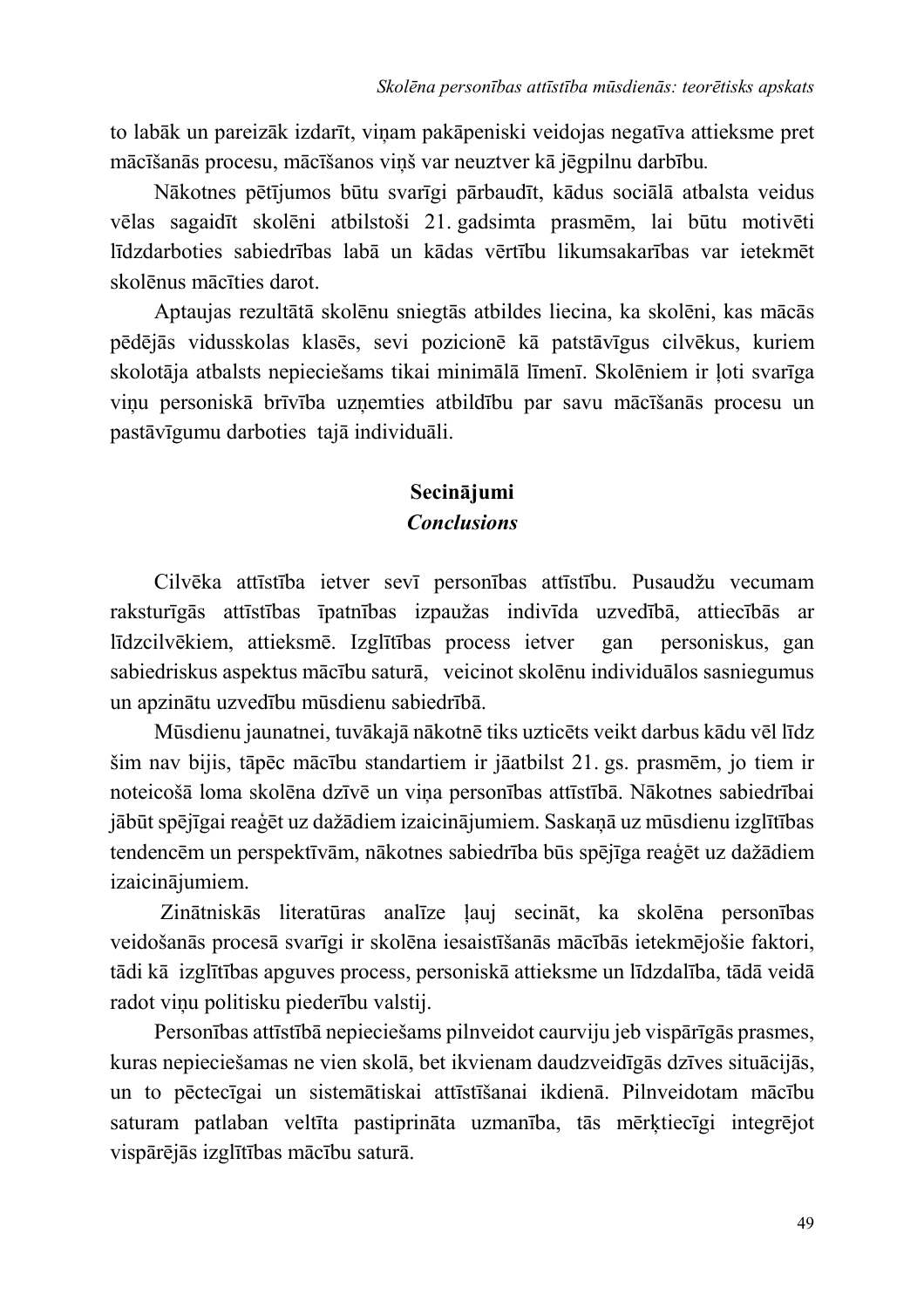to labāk un pareizāk izdarīt, viņam pakāpeniski veidojas negatīva attieksme pret mācīšanās procesu, mācīšanos viņš var neuztver kā jēgpilnu darbību.

Nākotnes pētījumos būtu svarīgi pārbaudīt, kādus sociālā atbalsta veidus vēlas sagaidīt skolēni atbilstoši 21. gadsimta prasmēm, lai būtu motivēti līdzdarboties sabiedrības labā un kādas vērtību likumsakarības var ietekmēt skolēnus mācīties darot.

Aptaujas rezultātā skolēnu sniegtās atbildes liecina, ka skolēni, kas mācās pēdējās vidusskolas klasēs, sevi pozicionē kā patstāvīgus cilvēkus, kuriem skolotāja atbalsts nepieciešams tikai minimālā līmenī. Skolēniem ir ļoti svarīga viņu personiskā brīvība uzņemties atbildību par savu mācīšanās procesu un pastāvīgumu darboties tajā individuāli.

## Secinājumi
## *Conclusions*

Cilvēka attīstība ietver sevī personības attīstību. Pusaudžu vecumam raksturīgās attīstības īpatnības izpaužas indivīda uzvedībā, attiecībās ar līdzcilvēkiem, attieksmē. Izglītības process ietver gan personiskus, gan sabiedriskus aspektus mācību saturā, veicinot skolēnu individuālos sasniegumus un apzinātu uzvedību mūsdienu sabiedrībā.

Mūsdienu jaunatnei, tuvākajā nākotnē tiks uzticēts veikt darbus kādu vēl līdz šim nav bijis, tāpēc mācību standartiem ir jāatbilst 21. gs. prasmēm, jo tiem ir noteicošā loma skolēna dzīvē un viņa personības attīstībā. Nākotnes sabiedrībai jābūt spējīgai reaģēt uz dažādiem izaicinājumiem. Saskaņā uz mūsdienu izglītības tendencēm un perspektīvām, nākotnes sabiedrība būs spējīga reaģēt uz dažādiem izaicinājumiem.

Zinātniskās literatūras analīze ļauj secināt, ka skolēna personības veidošanās procesā svarīgi ir skolēna iesaistīšanās mācībās ietekmējošie faktori, tādi kā izglītības apguves process, personiskā attieksme un līdzdalība, tādā veidā radot viņu politisku piederību valstij.

Personības attīstībā nepieciešams pilnveidot caurviju jeb vispārīgās prasmes, kuras nepieciešamas ne vien skolā, bet ikvienam daudzveidīgās dzīves situācijās, un to pēctecīgai un sistemātiskai attīstīšanai ikdienā. Pilnveidotam mācību saturam patlaban veltīta pastiprināta uzmanība, tās mērķtiecīgi integrējot vispārējās izglītības mācību saturā.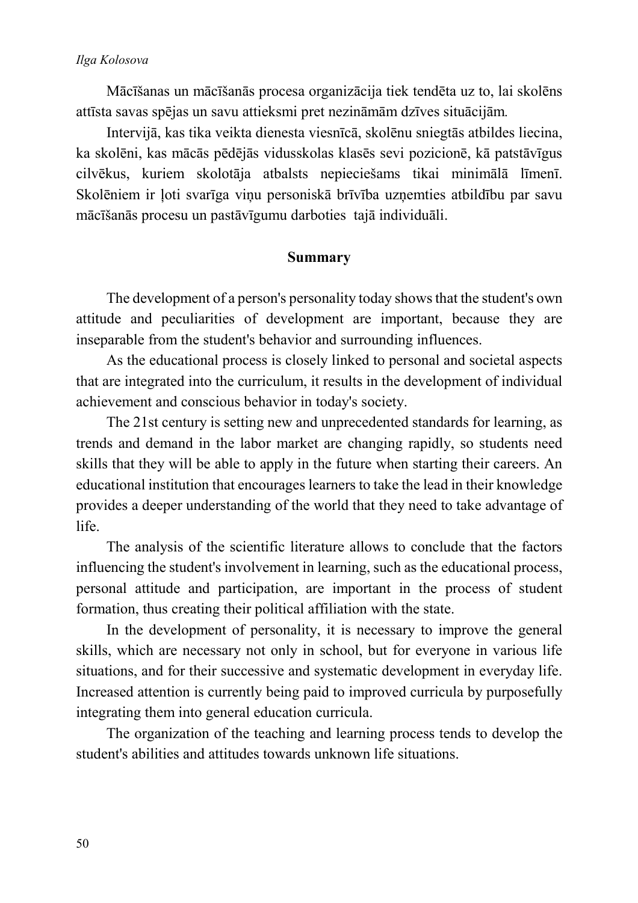Mācīšanas un mācīšanās procesa organizācija tiek tendēta uz to, lai skolēns attīsta savas spējas un savu attieksmi pret nezināmām dzīves situācijām.

Intervijā, kas tika veikta dienesta viesnīcā, skolēnu sniegtās atbildes liecina, ka skolēni, kas mācās pēdējās vidusskolas klasēs sevi pozicionē, kā patstāvīgus cilvēkus, kuriem skolotāja atbalsts nepieciešams tikai minimālā līmenī. Skolēniem ir ļoti svarīga viņu personiskā brīvība uzņemties atbildību par savu mācīšanās procesu un pastāvīgumu darboties tajā individuāli.

## Summary

The development of a person's personality today shows that the student's own attitude and peculiarities of development are important, because they are inseparable from the student's behavior and surrounding influences.

As the educational process is closely linked to personal and societal aspects that are integrated into the curriculum, it results in the development of individual achievement and conscious behavior in today's society.

The 21st century is setting new and unprecedented standards for learning, as trends and demand in the labor market are changing rapidly, so students need skills that they will be able to apply in the future when starting their careers. An educational institution that encourages learners to take the lead in their knowledge provides a deeper understanding of the world that they need to take advantage of life.

The analysis of the scientific literature allows to conclude that the factors influencing the student's involvement in learning, such as the educational process, personal attitude and participation, are important in the process of student formation, thus creating their political affiliation with the state.

In the development of personality, it is necessary to improve the general skills, which are necessary not only in school, but for everyone in various life situations, and for their successive and systematic development in everyday life. Increased attention is currently being paid to improved curricula by purposefully integrating them into general education curricula.

The organization of the teaching and learning process tends to develop the student's abilities and attitudes towards unknown life situations.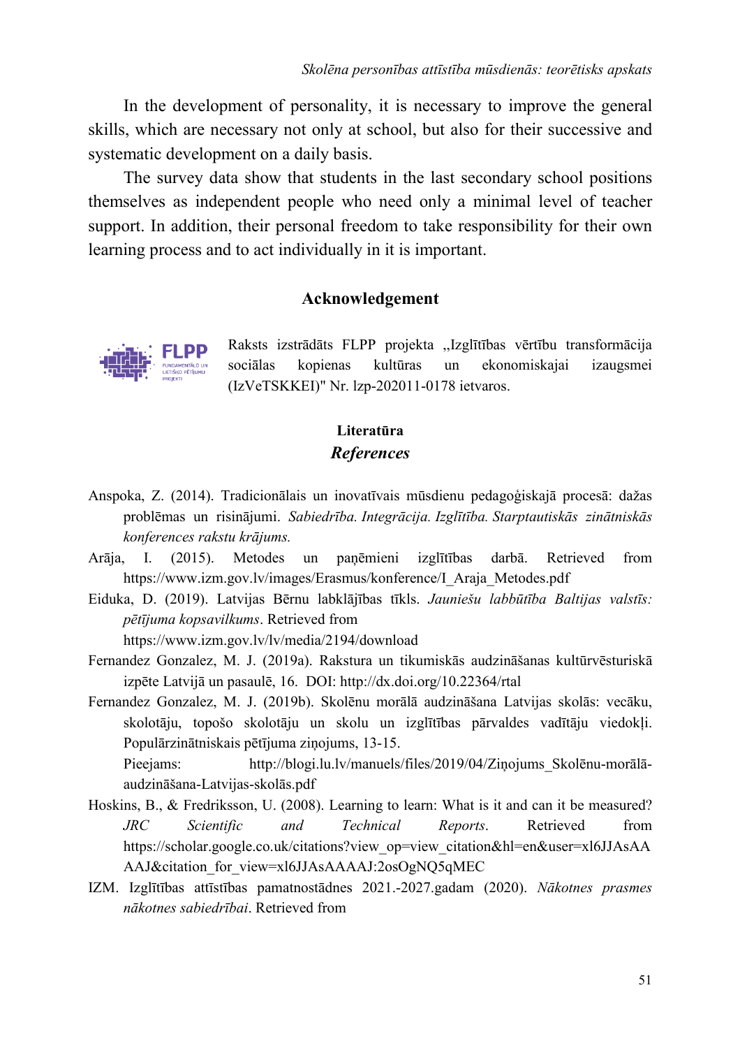In the development of personality, it is necessary to improve the general skills, which are necessary not only at school, but also for their successive and systematic development on a daily basis.

The survey data show that students in the last secondary school positions themselves as independent people who need only a minimal level of teacher support. In addition, their personal freedom to take responsibility for their own learning process and to act individually in it is important.

## Acknowledgement

Raksts izstrādāts FLPP projekta „Izglītības vērtību transformācija sociālas kopienas kultūras un ekonomiskajai izaugsmei (IzVeTSKKEI)" Nr. lzp-202011-0178 ietvaros.

## Literatūra
## *References*

Anspoka, Z. (2014). Tradicionālais un inovatīvais mūsdienu pedagoģiskajā procesā: dažas problēmas un risinājumi. *Sabiedrība. Integrācija. Izglītība. Starptautiskās zinātniskās konferences rakstu krājums.*

Arāja, I. (2015). Metodes un paņēmieni izglītības darbā. Retrieved from https://www.izm.gov.lv/images/Erasmus/konference/I_Araja_Metodes.pdf

Eiduka, D. (2019). Latvijas Bērnu labklājības tīkls. *Jauniešu labbūtība Baltijas valstīs: pētījuma kopsavilkums*. Retrieved from https://www.izm.gov.lv/lv/media/2194/download

Fernandez Gonzalez, M. J. (2019a). Rakstura un tikumiskās audzināšanas kultūrvēsturiskā izpēte Latvijā un pasaulē, 16. DOI: http://dx.doi.org/10.22364/rtal

Fernandez Gonzalez, M. J. (2019b). Skolēnu morālā audzināšana Latvijas skolās: vecāku, skolotāju, topošo skolotāju un skolu un izglītības pārvaldes vadītāju viedokļi. Populārzinātniskais pētījuma ziņojums, 13-15. Pieejams: http://blogi.lu.lv/manuels/files/2019/04/Ziņojums_Skolēnu-morālā-audzināšana-Latvijas-skolās.pdf

Hoskins, B., & Fredriksson, U. (2008). Learning to learn: What is it and can it be measured? *JRC Scientific and Technical Reports*. Retrieved from https://scholar.google.co.uk/citations?view_op=view_citation&hl=en&user=xl6JJAsAAAAJ&citation_for_view=xl6JJAsAAAAJ:2osOgNQ5qMEC

IZM. Izglītības attīstības pamatnostādnes 2021.-2027.gadam (2020). *Nākotnes prasmes nākotnes sabiedrībai*. Retrieved from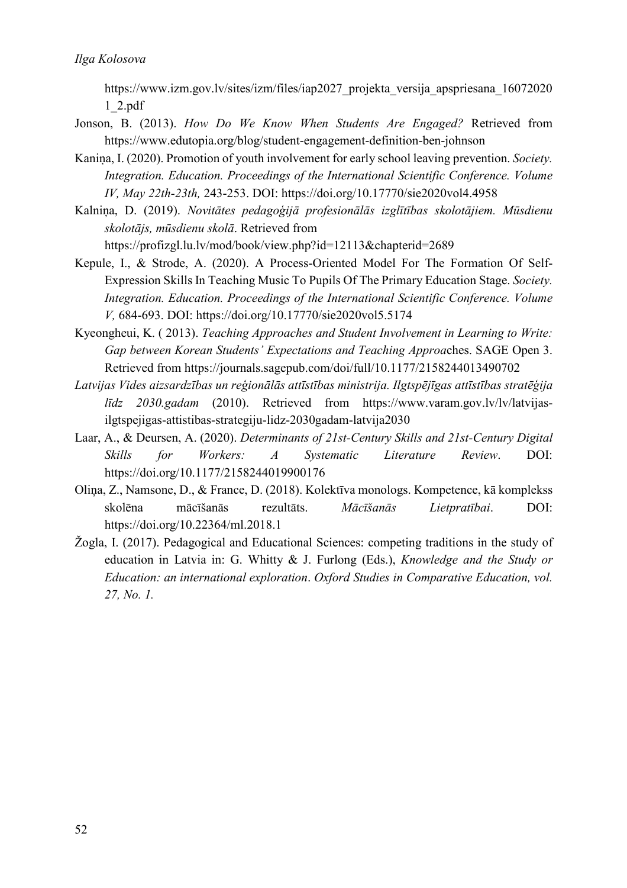https://www.izm.gov.lv/sites/izm/files/iap2027_projekta_versija_apspriesana_160720201_2.pdf

Jonson, B. (2013). *How Do We Know When Students Are Engaged?* Retrieved from https://www.edutopia.org/blog/student-engagement-definition-ben-johnson

Kaniņa, I. (2020). Promotion of youth involvement for early school leaving prevention. *Society. Integration. Education. Proceedings of the International Scientific Conference. Volume IV, May 22th-23th,* 243-253. DOI: https://doi.org/10.17770/sie2020vol4.4958

Kalniņa, D. (2019). *Novitātes pedagoģijā profesionālās izglītības skolotājiem. Mūsdienu skolotājs, mūsdienu skolā*. Retrieved from https://profizgl.lu.lv/mod/book/view.php?id=12113&chapterid=2689

Kepule, I., & Strode, A. (2020). A Process-Oriented Model For The Formation Of Self-Expression Skills In Teaching Music To Pupils Of The Primary Education Stage. *Society. Integration. Education. Proceedings of the International Scientific Conference. Volume V,* 684-693. DOI: https://doi.org/10.17770/sie2020vol5.5174

Kyeongheui, K. ( 2013). *Teaching Approaches and Student Involvement in Learning to Write: Gap between Korean Students' Expectations and Teaching Approa*ches. SAGE Open 3. Retrieved from https://journals.sagepub.com/doi/full/10.1177/2158244013490702

*Latvijas Vides aizsardzības un reģionālās attīstības ministrija. Ilgtspējīgas attīstības stratēģija līdz 2030.gadam* (2010). Retrieved from https://www.varam.gov.lv/lv/latvijas-ilgtspejigas-attistibas-strategiju-lidz-2030gadam-latvija2030

Laar, A., & Deursen, A. (2020). *Determinants of 21st-Century Skills and 21st-Century Digital Skills for Workers: A Systematic Literature Review*. DOI: https://doi.org/10.1177/2158244019900176

Oliņa, Z., Namsone, D., & France, D. (2018). Kolektīva monologs. Kompetence, kā komplekss skolēna mācīšanās rezultāts. *Mācīšanās Lietpratībai*. DOI: https://doi.org/10.22364/ml.2018.1

Žogla, I. (2017). Pedagogical and Educational Sciences: competing traditions in the study of education in Latvia in: G. Whitty & J. Furlong (Eds.), *Knowledge and the Study or Education: an international exploration*. *Oxford Studies in Comparative Education, vol. 27, No. 1.*